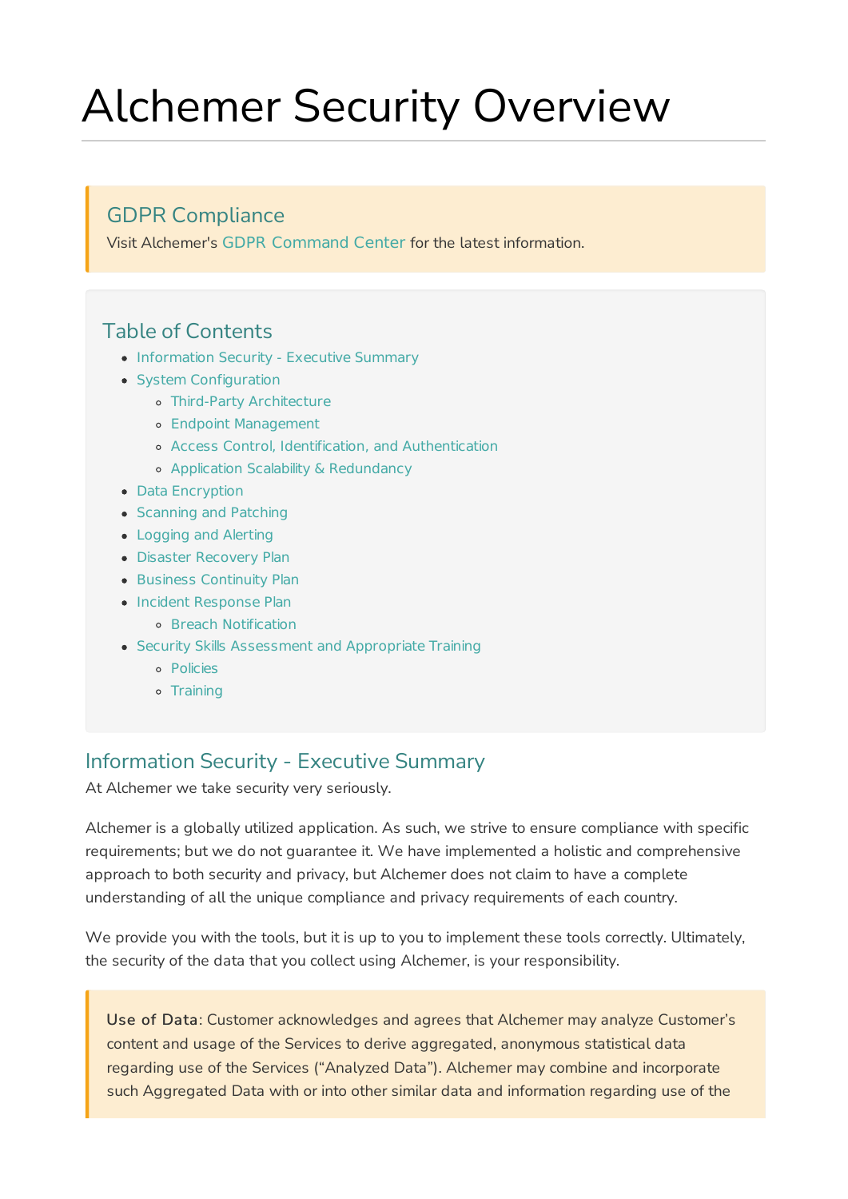# Alchemer Security Overview

> ## GDPR Compliance
> Visit Alchemer's GDPR Command Center for the latest information.

## Table of Contents

- Information Security - Executive Summary
- System Configuration
  - Third-Party Architecture
  - Endpoint Management
  - Access Control, Identification, and Authentication
  - Application Scalability & Redundancy
- Data Encryption
- Scanning and Patching
- Logging and Alerting
- Disaster Recovery Plan
- Business Continuity Plan
- Incident Response Plan
  - Breach Notification
- Security Skills Assessment and Appropriate Training
  - Policies
  - Training

## Information Security - Executive Summary

At Alchemer we take security very seriously.

Alchemer is a globally utilized application. As such, we strive to ensure compliance with specific requirements; but we do not guarantee it. We have implemented a holistic and comprehensive approach to both security and privacy, but Alchemer does not claim to have a complete understanding of all the unique compliance and privacy requirements of each country.

We provide you with the tools, but it is up to you to implement these tools correctly. Ultimately, the security of the data that you collect using Alchemer, is your responsibility.

> **Use of Data**: Customer acknowledges and agrees that Alchemer may analyze Customer's content and usage of the Services to derive aggregated, anonymous statistical data regarding use of the Services ("Analyzed Data"). Alchemer may combine and incorporate such Aggregated Data with or into other similar data and information regarding use of the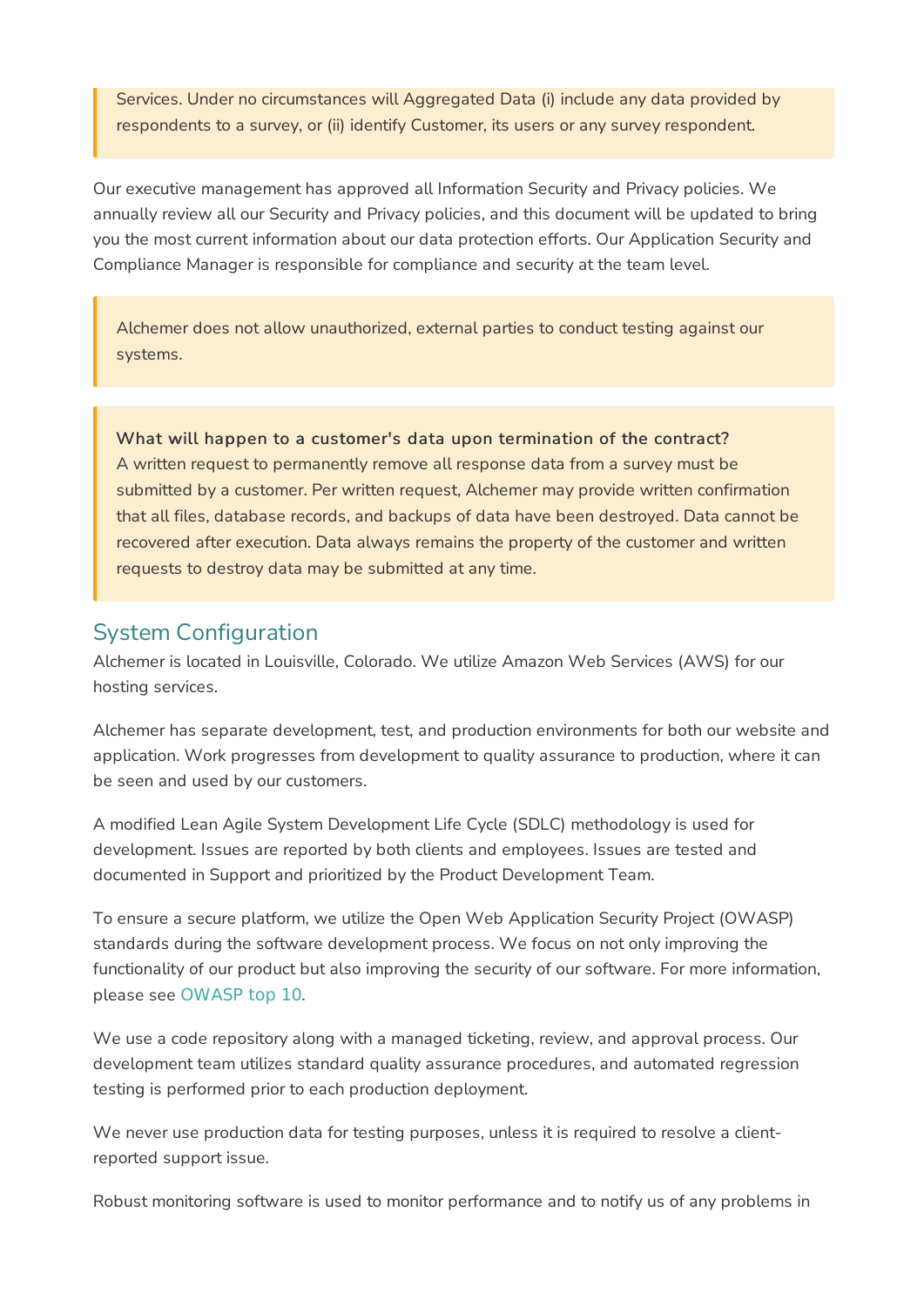> Services. Under no circumstances will Aggregated Data (i) include any data provided by respondents to a survey, or (ii) identify Customer, its users or any survey respondent.

Our executive management has approved all Information Security and Privacy policies. We annually review all our Security and Privacy policies, and this document will be updated to bring you the most current information about our data protection efforts. Our Application Security and Compliance Manager is responsible for compliance and security at the team level.

> Alchemer does not allow unauthorized, external parties to conduct testing against our systems.

> **What will happen to a customer's data upon termination of the contract?**
> A written request to permanently remove all response data from a survey must be submitted by a customer. Per written request, Alchemer may provide written confirmation that all files, database records, and backups of data have been destroyed. Data cannot be recovered after execution. Data always remains the property of the customer and written requests to destroy data may be submitted at any time.

## System Configuration

Alchemer is located in Louisville, Colorado. We utilize Amazon Web Services (AWS) for our hosting services.

Alchemer has separate development, test, and production environments for both our website and application. Work progresses from development to quality assurance to production, where it can be seen and used by our customers.

A modified Lean Agile System Development Life Cycle (SDLC) methodology is used for development. Issues are reported by both clients and employees. Issues are tested and documented in Support and prioritized by the Product Development Team.

To ensure a secure platform, we utilize the Open Web Application Security Project (OWASP) standards during the software development process. We focus on not only improving the functionality of our product but also improving the security of our software. For more information, please see OWASP top 10.

We use a code repository along with a managed ticketing, review, and approval process. Our development team utilizes standard quality assurance procedures, and automated regression testing is performed prior to each production deployment.

We never use production data for testing purposes, unless it is required to resolve a client-reported support issue.

Robust monitoring software is used to monitor performance and to notify us of any problems in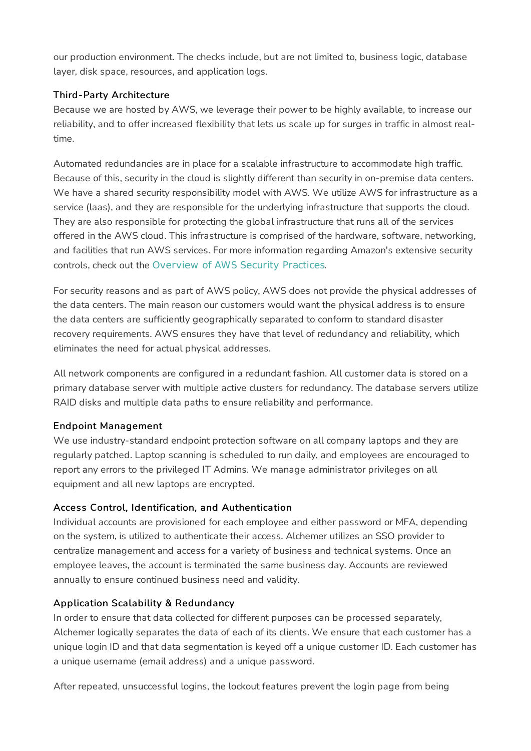our production environment. The checks include, but are not limited to, business logic, database layer, disk space, resources, and application logs.

### Third-Party Architecture

Because we are hosted by AWS, we leverage their power to be highly available, to increase our reliability, and to offer increased flexibility that lets us scale up for surges in traffic in almost real-time.

Automated redundancies are in place for a scalable infrastructure to accommodate high traffic. Because of this, security in the cloud is slightly different than security in on-premise data centers. We have a shared security responsibility model with AWS. We utilize AWS for infrastructure as a service (Iaas), and they are responsible for the underlying infrastructure that supports the cloud. They are also responsible for protecting the global infrastructure that runs all of the services offered in the AWS cloud. This infrastructure is comprised of the hardware, software, networking, and facilities that run AWS services. For more information regarding Amazon's extensive security controls, check out the Overview of AWS Security Practices.

For security reasons and as part of AWS policy, AWS does not provide the physical addresses of the data centers. The main reason our customers would want the physical address is to ensure the data centers are sufficiently geographically separated to conform to standard disaster recovery requirements. AWS ensures they have that level of redundancy and reliability, which eliminates the need for actual physical addresses.

All network components are configured in a redundant fashion. All customer data is stored on a primary database server with multiple active clusters for redundancy. The database servers utilize RAID disks and multiple data paths to ensure reliability and performance.

### Endpoint Management

We use industry-standard endpoint protection software on all company laptops and they are regularly patched. Laptop scanning is scheduled to run daily, and employees are encouraged to report any errors to the privileged IT Admins. We manage administrator privileges on all equipment and all new laptops are encrypted.

### Access Control, Identification, and Authentication

Individual accounts are provisioned for each employee and either password or MFA, depending on the system, is utilized to authenticate their access. Alchemer utilizes an SSO provider to centralize management and access for a variety of business and technical systems. Once an employee leaves, the account is terminated the same business day. Accounts are reviewed annually to ensure continued business need and validity.

### Application Scalability & Redundancy

In order to ensure that data collected for different purposes can be processed separately, Alchemer logically separates the data of each of its clients. We ensure that each customer has a unique login ID and that data segmentation is keyed off a unique customer ID. Each customer has a unique username (email address) and a unique password.

After repeated, unsuccessful logins, the lockout features prevent the login page from being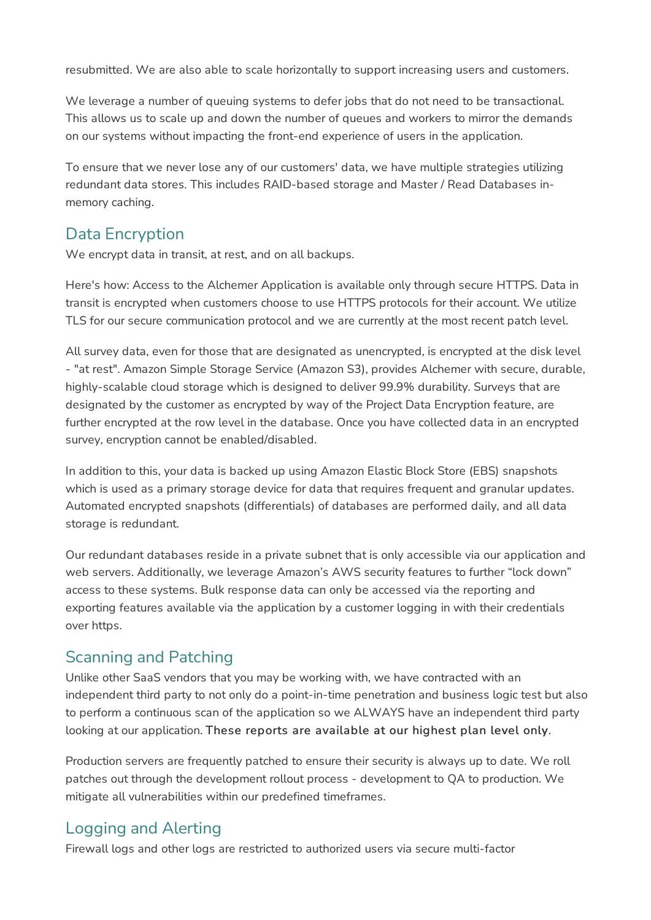resubmitted. We are also able to scale horizontally to support increasing users and customers.

We leverage a number of queuing systems to defer jobs that do not need to be transactional. This allows us to scale up and down the number of queues and workers to mirror the demands on our systems without impacting the front-end experience of users in the application.

To ensure that we never lose any of our customers' data, we have multiple strategies utilizing redundant data stores. This includes RAID-based storage and Master / Read Databases in-memory caching.

## Data Encryption

We encrypt data in transit, at rest, and on all backups.

Here's how: Access to the Alchemer Application is available only through secure HTTPS. Data in transit is encrypted when customers choose to use HTTPS protocols for their account. We utilize TLS for our secure communication protocol and we are currently at the most recent patch level.

All survey data, even for those that are designated as unencrypted, is encrypted at the disk level - "at rest". Amazon Simple Storage Service (Amazon S3), provides Alchemer with secure, durable, highly-scalable cloud storage which is designed to deliver 99.9% durability. Surveys that are designated by the customer as encrypted by way of the Project Data Encryption feature, are further encrypted at the row level in the database. Once you have collected data in an encrypted survey, encryption cannot be enabled/disabled.

In addition to this, your data is backed up using Amazon Elastic Block Store (EBS) snapshots which is used as a primary storage device for data that requires frequent and granular updates. Automated encrypted snapshots (differentials) of databases are performed daily, and all data storage is redundant.

Our redundant databases reside in a private subnet that is only accessible via our application and web servers. Additionally, we leverage Amazon's AWS security features to further "lock down" access to these systems. Bulk response data can only be accessed via the reporting and exporting features available via the application by a customer logging in with their credentials over https.

## Scanning and Patching

Unlike other SaaS vendors that you may be working with, we have contracted with an independent third party to not only do a point-in-time penetration and business logic test but also to perform a continuous scan of the application so we ALWAYS have an independent third party looking at our application. **These reports are available at our highest plan level only**.

Production servers are frequently patched to ensure their security is always up to date. We roll patches out through the development rollout process - development to QA to production. We mitigate all vulnerabilities within our predefined timeframes.

## Logging and Alerting

Firewall logs and other logs are restricted to authorized users via secure multi-factor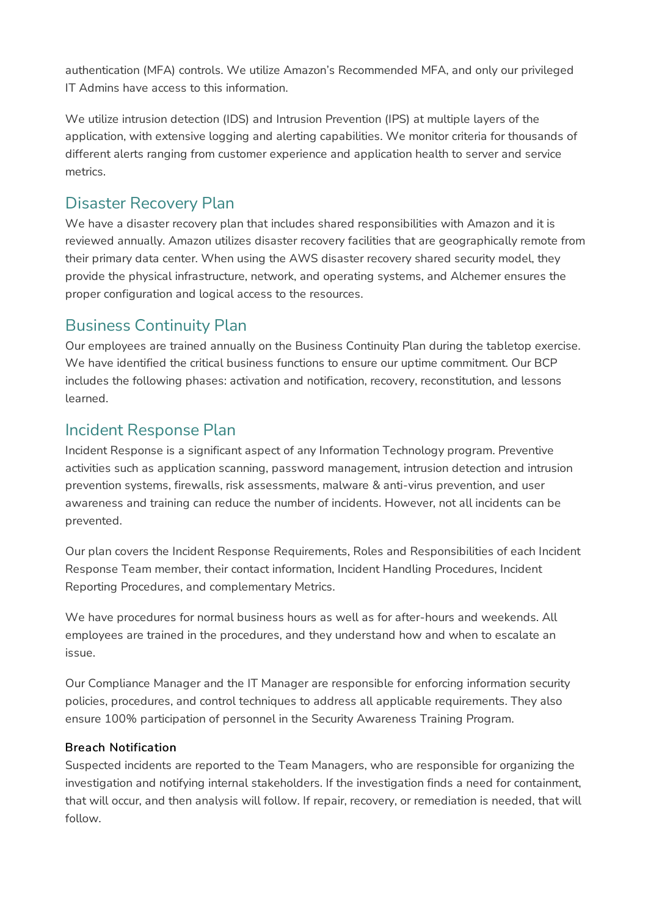authentication (MFA) controls. We utilize Amazon's Recommended MFA, and only our privileged IT Admins have access to this information.

We utilize intrusion detection (IDS) and Intrusion Prevention (IPS) at multiple layers of the application, with extensive logging and alerting capabilities. We monitor criteria for thousands of different alerts ranging from customer experience and application health to server and service metrics.

## Disaster Recovery Plan

We have a disaster recovery plan that includes shared responsibilities with Amazon and it is reviewed annually. Amazon utilizes disaster recovery facilities that are geographically remote from their primary data center. When using the AWS disaster recovery shared security model, they provide the physical infrastructure, network, and operating systems, and Alchemer ensures the proper configuration and logical access to the resources.

## Business Continuity Plan

Our employees are trained annually on the Business Continuity Plan during the tabletop exercise. We have identified the critical business functions to ensure our uptime commitment. Our BCP includes the following phases: activation and notification, recovery, reconstitution, and lessons learned.

## Incident Response Plan

Incident Response is a significant aspect of any Information Technology program. Preventive activities such as application scanning, password management, intrusion detection and intrusion prevention systems, firewalls, risk assessments, malware & anti-virus prevention, and user awareness and training can reduce the number of incidents. However, not all incidents can be prevented.

Our plan covers the Incident Response Requirements, Roles and Responsibilities of each Incident Response Team member, their contact information, Incident Handling Procedures, Incident Reporting Procedures, and complementary Metrics.

We have procedures for normal business hours as well as for after-hours and weekends. All employees are trained in the procedures, and they understand how and when to escalate an issue.

Our Compliance Manager and the IT Manager are responsible for enforcing information security policies, procedures, and control techniques to address all applicable requirements. They also ensure 100% participation of personnel in the Security Awareness Training Program.

### Breach Notification

Suspected incidents are reported to the Team Managers, who are responsible for organizing the investigation and notifying internal stakeholders. If the investigation finds a need for containment, that will occur, and then analysis will follow. If repair, recovery, or remediation is needed, that will follow.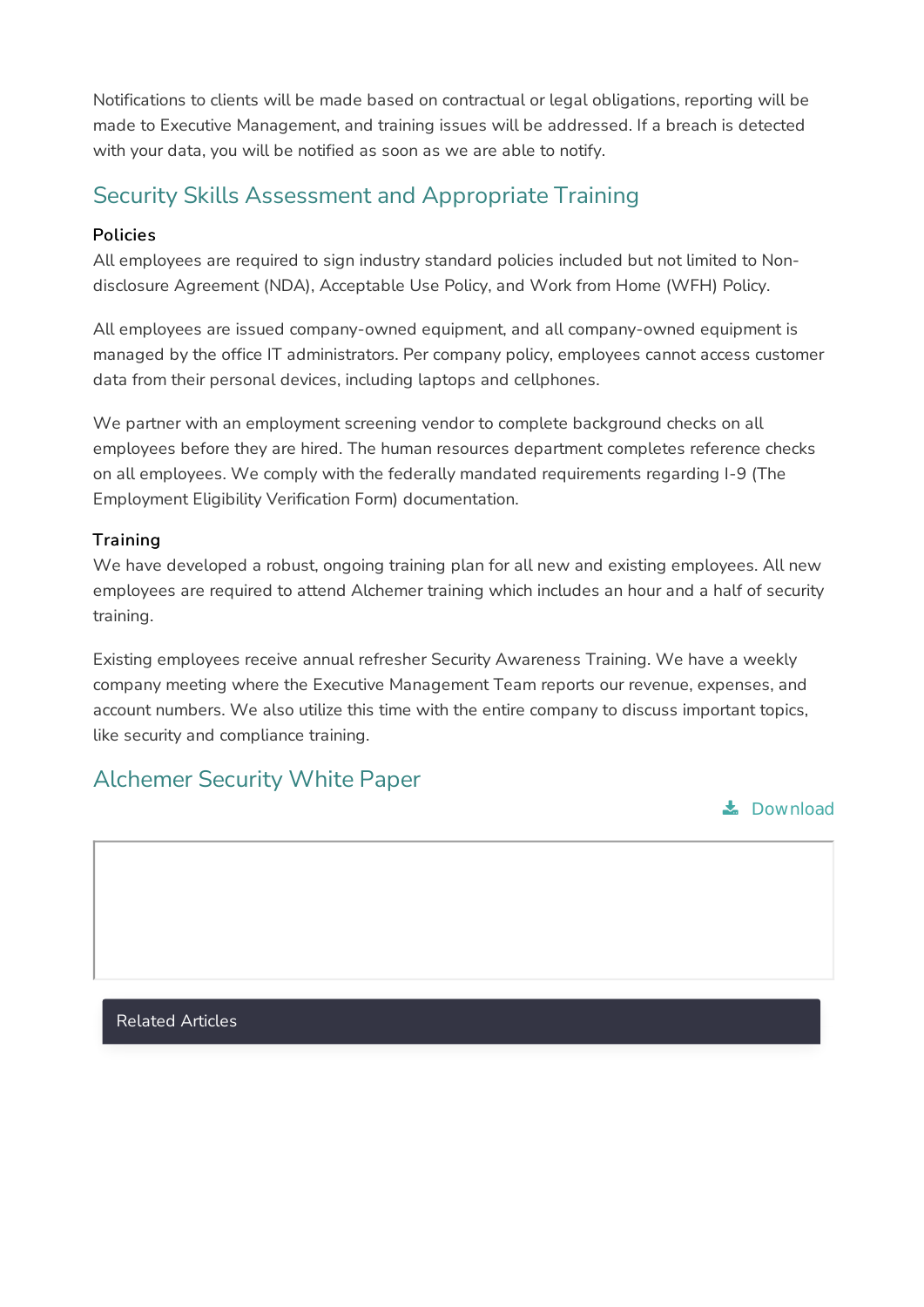Notifications to clients will be made based on contractual or legal obligations, reporting will be made to Executive Management, and training issues will be addressed. If a breach is detected with your data, you will be notified as soon as we are able to notify.

## Security Skills Assessment and Appropriate Training

### Policies

All employees are required to sign industry standard policies included but not limited to Non-disclosure Agreement (NDA), Acceptable Use Policy, and Work from Home (WFH) Policy.

All employees are issued company-owned equipment, and all company-owned equipment is managed by the office IT administrators. Per company policy, employees cannot access customer data from their personal devices, including laptops and cellphones.

We partner with an employment screening vendor to complete background checks on all employees before they are hired. The human resources department completes reference checks on all employees. We comply with the federally mandated requirements regarding I-9 (The Employment Eligibility Verification Form) documentation.

### Training

We have developed a robust, ongoing training plan for all new and existing employees. All new employees are required to attend Alchemer training which includes an hour and a half of security training.

Existing employees receive annual refresher Security Awareness Training. We have a weekly company meeting where the Executive Management Team reports our revenue, expenses, and account numbers. We also utilize this time with the entire company to discuss important topics, like security and compliance training.

## Alchemer Security White Paper

Download

Related Articles